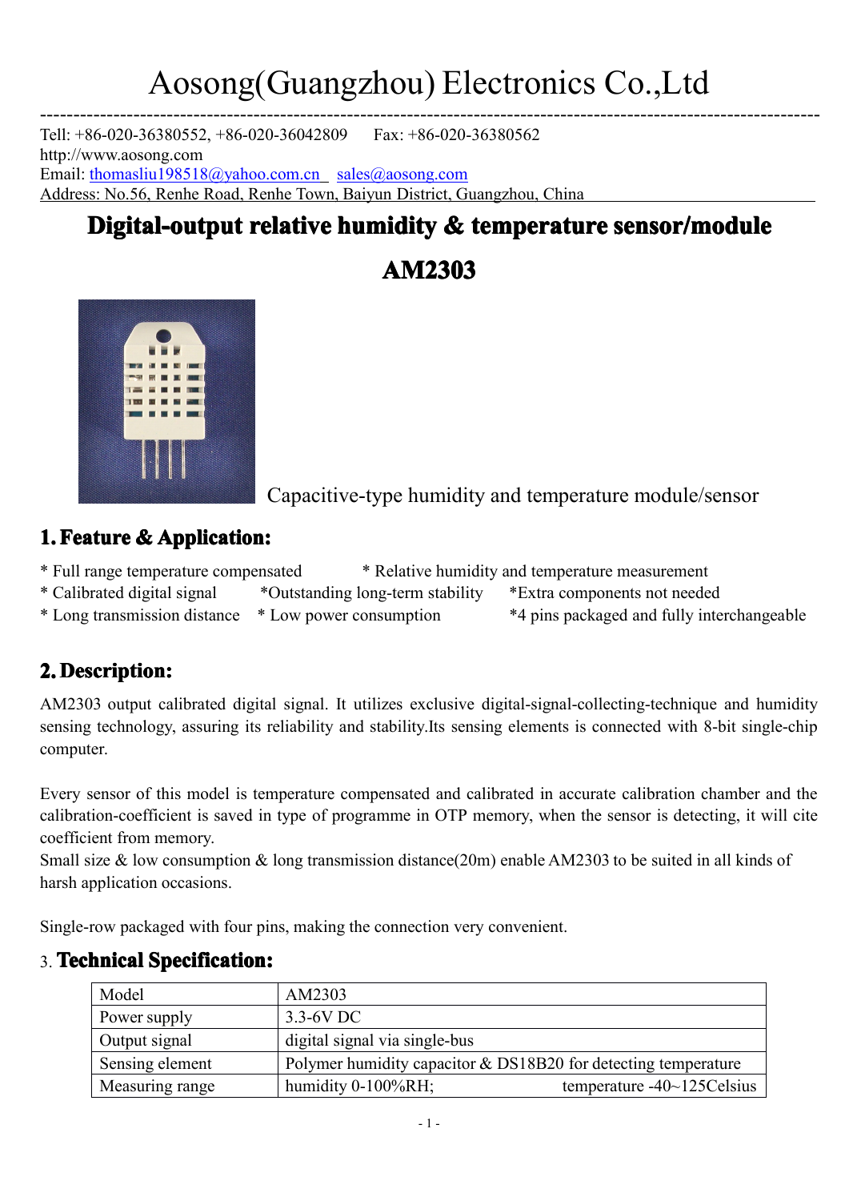# Aosong(Guangzhou) Electronics Co.,Ltd

Tell: +86-020-36380552, +86-020-36042809 Fax: +86-020-36380562
http://www.aosong.com
Email: thomasliu198518@yahoo.com.cn sales@aosong.com
Address: No.56, Renhe Road, Renhe Town, Baiyun District, Guangzhou, China

## Digital-output relative humidity & temperature sensor/module

## AM2303

Capacitive-type humidity and temperature module/sensor

## 1. Feature & Application:

* Full range temperature compensated
* Relative humidity and temperature measurement
* Calibrated digital signal
* Outstanding long-term stability
* Extra components not needed
* Long transmission distance
* Low power consumption
* 4 pins packaged and fully interchangeable

## 2. Description:

AM2303 output calibrated digital signal. It utilizes exclusive digital-signal-collecting-technique and humidity sensing technology, assuring its reliability and stability.Its sensing elements is connected with 8-bit single-chip computer.

Every sensor of this model is temperature compensated and calibrated in accurate calibration chamber and the calibration-coefficient is saved in type of programme in OTP memory, when the sensor is detecting, it will cite coefficient from memory.
Small size & low consumption & long transmission distance(20m) enable AM2303 to be suited in all kinds of harsh application occasions.

Single-row packaged with four pins, making the connection very convenient.

## 3. Technical Specification:

| Model | AM2303 |
|---|---|
| Power supply | 3.3-6V DC |
| Output signal | digital signal via single-bus |
| Sensing element | Polymer humidity capacitor & DS18B20 for detecting temperature |
| Measuring range | humidity 0-100%RH; temperature -40~125Celsius |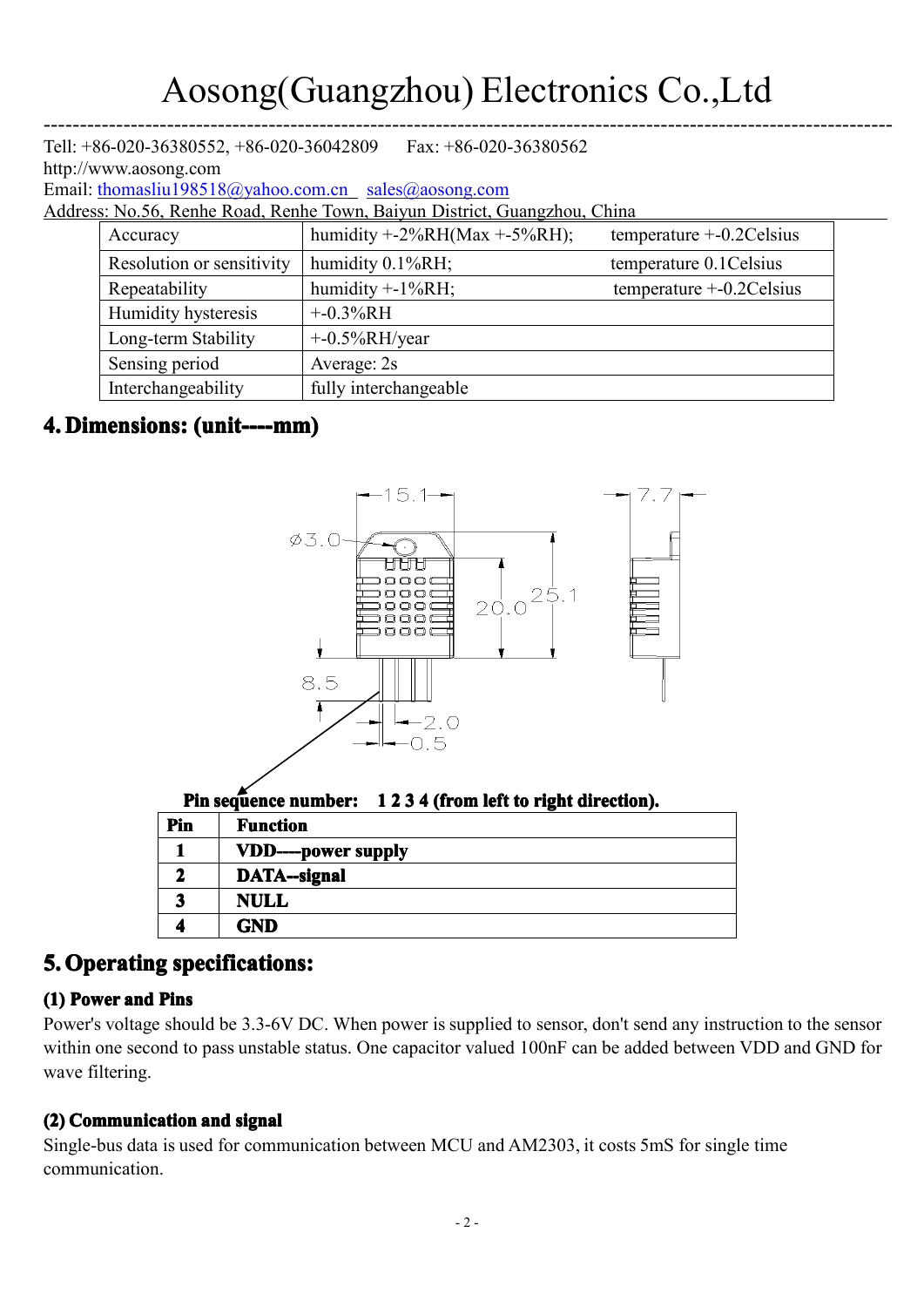| Accuracy | humidity +-2%RH(Max +-5%RH); | temperature +-0.2Celsius |
|---|---|---|
| Resolution or sensitivity | humidity 0.1%RH; | temperature 0.1Celsius |
| Repeatability | humidity +-1%RH; | temperature +-0.2Celsius |
| Humidity hysteresis | +-0.3%RH | |
| Long-term Stability | +-0.5%RH/year | |
| Sensing period | Average: 2s | |
| Interchangeability | fully interchangeable | |

## 4. Dimensions: (unit----mm)

**Pin sequence number: 1 2 3 4 (from left to right direction).**

| Pin | Function |
|---|---|
| 1 | VDD----power supply |
| 2 | DATA--signal |
| 3 | NULL |
| 4 | GND |

## 5. Operating specifications:

### (1) Power and Pins

Power's voltage should be 3.3-6V DC. When power is supplied to sensor, don't send any instruction to the sensor within one second to pass unstable status. One capacitor valued 100nF can be added between VDD and GND for wave filtering.

### (2) Communication and signal

Single-bus data is used for communication between MCU and AM2303, it costs 5mS for single time communication.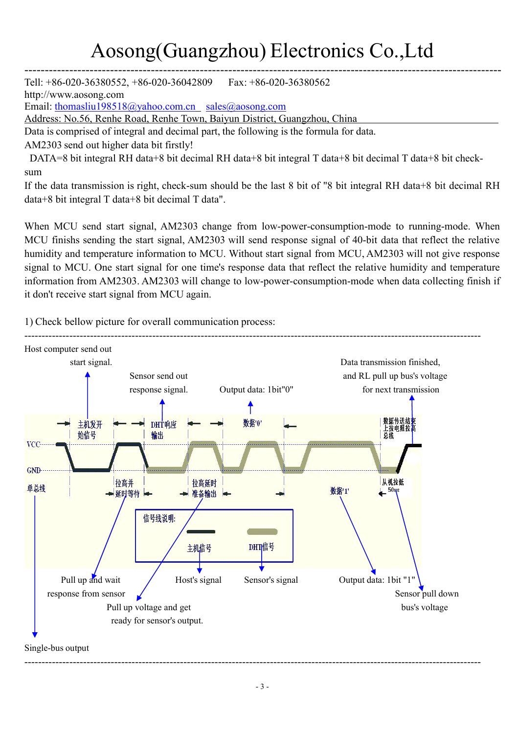# Aosong(Guangzhou) Electronics Co.,Ltd

Tell: +86-020-36380552, +86-020-36042809  Fax: +86-020-36380562
http://www.aosong.com
Email: thomasliu198518@yahoo.com.cn  sales@aosong.com
Address: No.56, Renhe Road, Renhe Town, Baiyun District, Guangzhou, China

Data is comprised of integral and decimal part, the following is the formula for data.

AM2303 send out higher data bit firstly!

DATA=8 bit integral RH data+8 bit decimal RH data+8 bit integral T data+8 bit decimal T data+8 bit check-sum

If the data transmission is right, check-sum should be the last 8 bit of "8 bit integral RH data+8 bit decimal RH data+8 bit integral T data+8 bit decimal T data".

When MCU send start signal, AM2303 change from low-power-consumption-mode to running-mode. When MCU finishs sending the start signal, AM2303 will send response signal of 40-bit data that reflect the relative humidity and temperature information to MCU. Without start signal from MCU, AM2303 will not give response signal to MCU. One start signal for one time's response data that reflect the relative humidity and temperature information from AM2303. AM2303 will change to low-power-consumption-mode when data collecting finish if it don't receive start signal from MCU again.

1) Check bellow picture for overall communication process:

Host computer send out start signal.

Sensor send out response signal.

Output data: 1bit"0"

Data transmission finished, and RL pull up bus's voltage for next transmission

主机发开始信号　DHT响应输出　数据'0'　数据传送结束上拉电阻拉高总线

VCC

GND

单总线　拉高并延时等待　拉高延时准备输出　数据'1'　从机拉低 50us

信号线说明:　主机信号　DHT信号

Pull up and wait response from sensor

Host's signal

Sensor's signal

Output data: 1bit "1"

Sensor pull down bus's voltage

Pull up voltage and get ready for sensor's output.

Single-bus output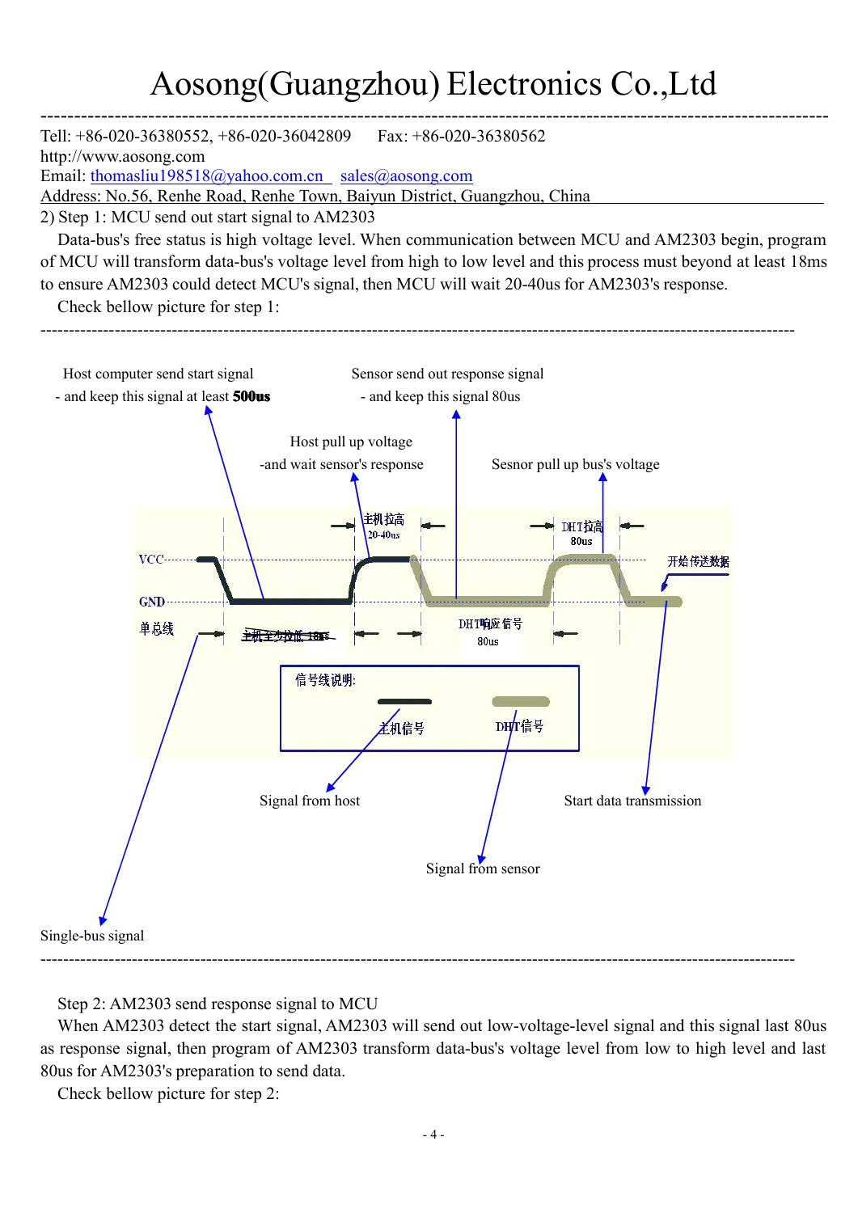2) Step 1: MCU send out start signal to AM2303

Data-bus's free status is high voltage level. When communication between MCU and AM2303 begin, program of MCU will transform data-bus's voltage level from high to low level and this process must beyond at least 18ms to ensure AM2303 could detect MCU's signal, then MCU will wait 20-40us for AM2303's response.

Check bellow picture for step 1:

---

Host computer send start signal - and keep this signal at least **500us**

Sensor send out response signal - and keep this signal 80us

Host pull up voltage -and wait sensor's response

Sesnor pull up bus's voltage

主机拉高 20-40us

DHT拉高 80us

VCC

GND

开始传送数据

单总线

主机至少拉低 18ms

DHT响应信号 80us

信号线说明:

主机信号

DHT信号

Signal from host

Start data transmission

Signal from sensor

Single-bus signal

---

Step 2: AM2303 send response signal to MCU

When AM2303 detect the start signal, AM2303 will send out low-voltage-level signal and this signal last 80us as response signal, then program of AM2303 transform data-bus's voltage level from low to high level and last 80us for AM2303's preparation to send data.

Check bellow picture for step 2: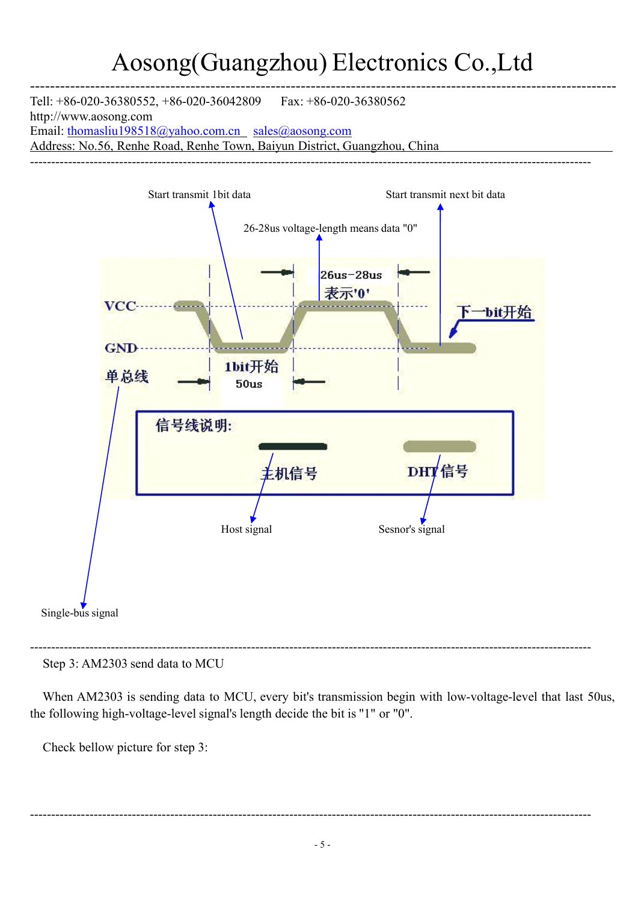Start transmit 1bit data

Start transmit next bit data

26-28us voltage-length means data "0"

26us-28us

表示'0'

VCC

GND

下一bit开始

1bit开始

50us

单总线

信号线说明:

主机信号

DHT信号

Host signal

Sesnor's signal

Single-bus signal

Step 3: AM2303 send data to MCU

When AM2303 is sending data to MCU, every bit's transmission begin with low-voltage-level that last 50us, the following high-voltage-level signal's length decide the bit is "1" or "0".

Check bellow picture for step 3: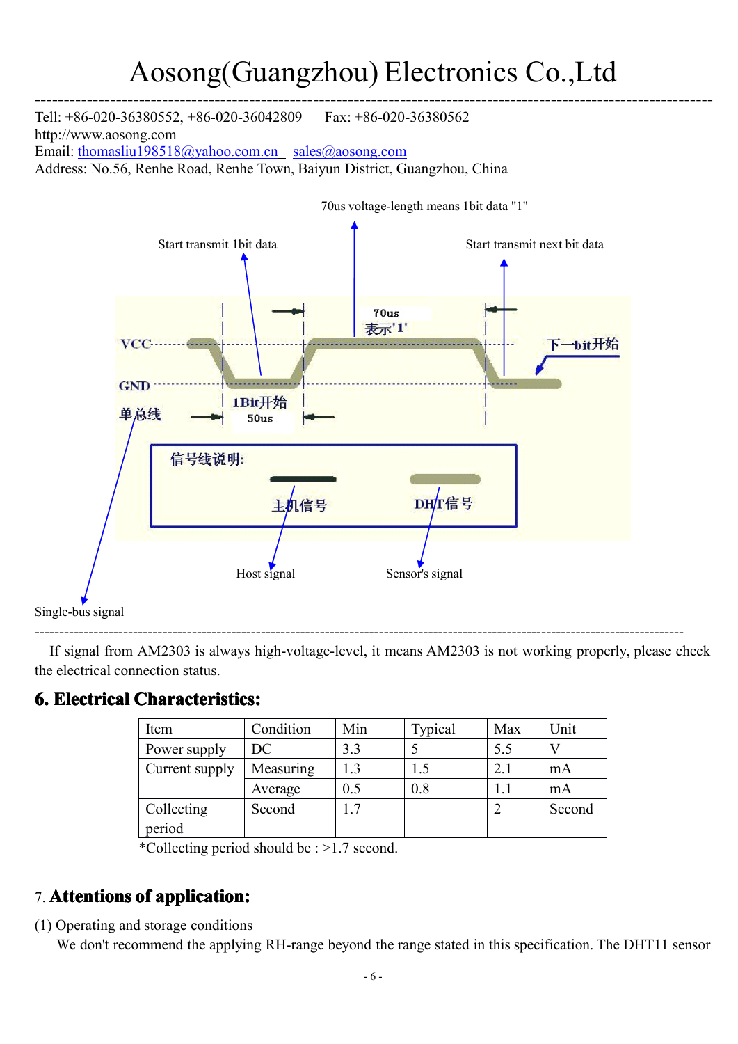# Aosong(Guangzhou) Electronics Co.,Ltd

Tell: +86-020-36380552, +86-020-36042809 Fax: +86-020-36380562
http://www.aosong.com
Email: thomasliu198518@yahoo.com.cn sales@aosong.com
Address: No.56, Renhe Road, Renhe Town, Baiyun District, Guangzhou, China

70us voltage-length means 1bit data "1"

Start transmit 1bit data

Start transmit next bit data

70us
表示'1'

VCC

GND

下一bit开始

单总线

1Bit开始
50us

信号线说明:

主机信号

DHT信号

Host signal

Sensor's signal

Single-bus signal

---

If signal from AM2303 is always high-voltage-level, it means AM2303 is not working properly, please check the electrical connection status.

## 6. Electrical Characteristics:

| Item | Condition | Min | Typical | Max | Unit |
|---|---|---|---|---|---|
| Power supply | DC | 3.3 | 5 | 5.5 | V |
| Current supply | Measuring | 1.3 | 1.5 | 2.1 | mA |
| | Average | 0.5 | 0.8 | 1.1 | mA |
| Collecting period | Second | 1.7 | | 2 | Second |

*Collecting period should be : >1.7 second.

## 7. Attentions of application:

(1) Operating and storage conditions

We don't recommend the applying RH-range beyond the range stated in this specification. The DHT11 sensor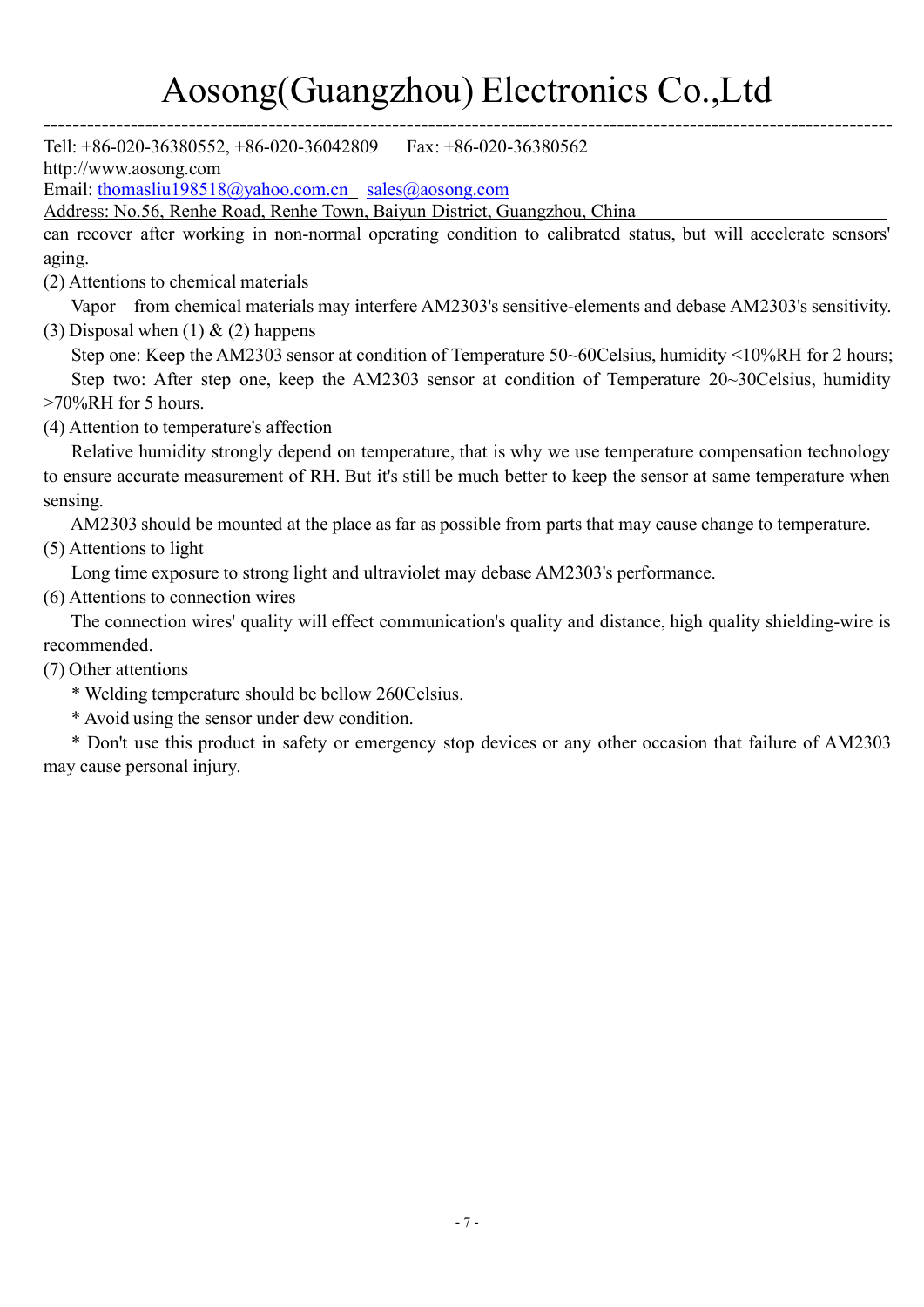can recover after working in non-normal operating condition to calibrated status, but will accelerate sensors' aging.

(2) Attentions to chemical materials

Vapor from chemical materials may interfere AM2303's sensitive-elements and debase AM2303's sensitivity.

(3) Disposal when (1) & (2) happens

Step one: Keep the AM2303 sensor at condition of Temperature 50~60Celsius, humidity <10%RH for 2 hours;

Step two: After step one, keep the AM2303 sensor at condition of Temperature 20~30Celsius, humidity >70%RH for 5 hours.

(4) Attention to temperature's affection

Relative humidity strongly depend on temperature, that is why we use temperature compensation technology to ensure accurate measurement of RH. But it's still be much better to keep the sensor at same temperature when sensing.

AM2303 should be mounted at the place as far as possible from parts that may cause change to temperature.

(5) Attentions to light

Long time exposure to strong light and ultraviolet may debase AM2303's performance.

(6) Attentions to connection wires

The connection wires' quality will effect communication's quality and distance, high quality shielding-wire is recommended.

(7) Other attentions

* Welding temperature should be bellow 260Celsius.
* Avoid using the sensor under dew condition.
* Don't use this product in safety or emergency stop devices or any other occasion that failure of AM2303 may cause personal injury.